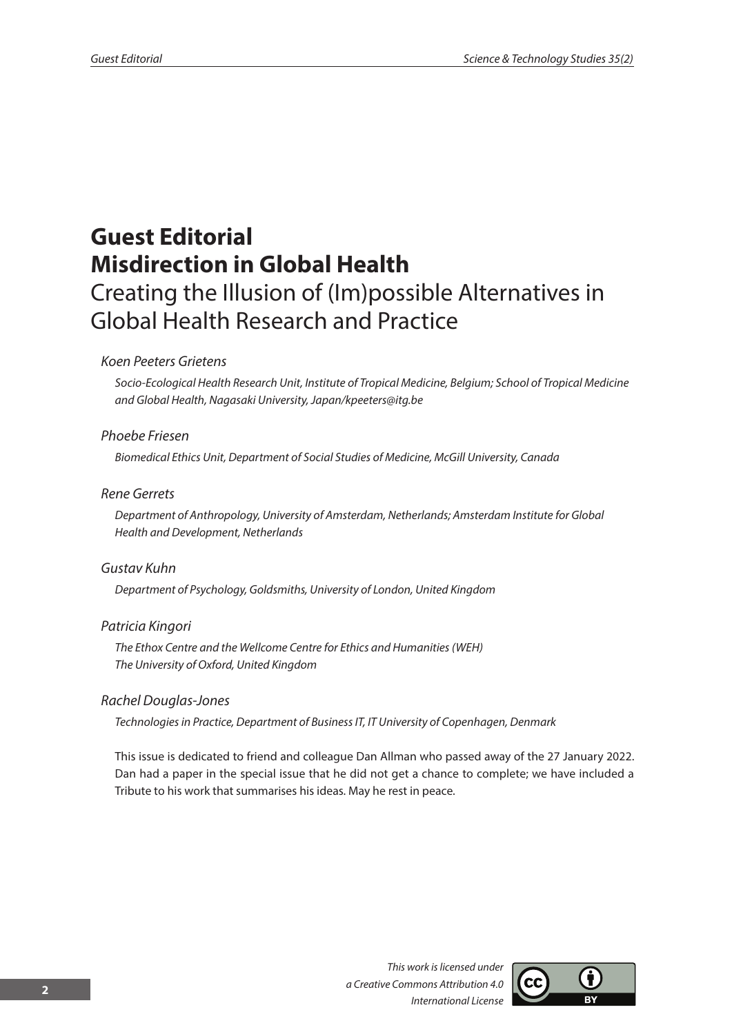# Guest Editorial
# Misdirection in Global Health

## Creating the Illusion of (Im)possible Alternatives in Global Health Research and Practice

*Koen Peeters Grietens*

*Socio-Ecological Health Research Unit, Institute of Tropical Medicine, Belgium; School of Tropical Medicine and Global Health, Nagasaki University, Japan/kpeeters@itg.be*

*Phoebe Friesen*

*Biomedical Ethics Unit, Department of Social Studies of Medicine, McGill University, Canada*

*Rene Gerrets*

*Department of Anthropology, University of Amsterdam, Netherlands; Amsterdam Institute for Global Health and Development, Netherlands*

*Gustav Kuhn*

*Department of Psychology, Goldsmiths, University of London, United Kingdom*

*Patricia Kingori*

*The Ethox Centre and the Wellcome Centre for Ethics and Humanities (WEH)*
*The University of Oxford, United Kingdom*

*Rachel Douglas-Jones*

*Technologies in Practice, Department of Business IT, IT University of Copenhagen, Denmark*

This issue is dedicated to friend and colleague Dan Allman who passed away of the 27 January 2022. Dan had a paper in the special issue that he did not get a chance to complete; we have included a Tribute to his work that summarises his ideas. May he rest in peace.

*This work is licensed under a Creative Commons Attribution 4.0 International License*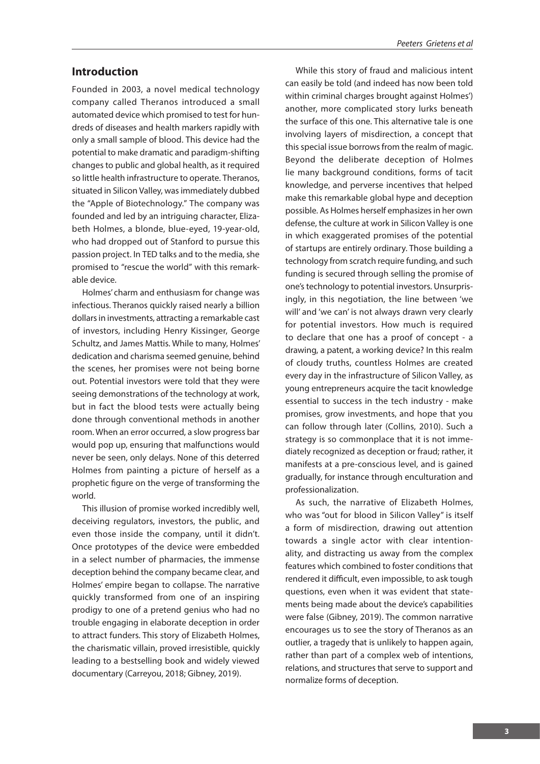## Introduction

Founded in 2003, a novel medical technology company called Theranos introduced a small automated device which promised to test for hundreds of diseases and health markers rapidly with only a small sample of blood. This device had the potential to make dramatic and paradigm-shifting changes to public and global health, as it required so little health infrastructure to operate. Theranos, situated in Silicon Valley, was immediately dubbed the "Apple of Biotechnology." The company was founded and led by an intriguing character, Elizabeth Holmes, a blonde, blue-eyed, 19-year-old, who had dropped out of Stanford to pursue this passion project. In TED talks and to the media, she promised to "rescue the world" with this remarkable device.

Holmes' charm and enthusiasm for change was infectious. Theranos quickly raised nearly a billion dollars in investments, attracting a remarkable cast of investors, including Henry Kissinger, George Schultz, and James Mattis. While to many, Holmes' dedication and charisma seemed genuine, behind the scenes, her promises were not being borne out. Potential investors were told that they were seeing demonstrations of the technology at work, but in fact the blood tests were actually being done through conventional methods in another room. When an error occurred, a slow progress bar would pop up, ensuring that malfunctions would never be seen, only delays. None of this deterred Holmes from painting a picture of herself as a prophetic figure on the verge of transforming the world.

This illusion of promise worked incredibly well, deceiving regulators, investors, the public, and even those inside the company, until it didn't. Once prototypes of the device were embedded in a select number of pharmacies, the immense deception behind the company became clear, and Holmes' empire began to collapse. The narrative quickly transformed from one of an inspiring prodigy to one of a pretend genius who had no trouble engaging in elaborate deception in order to attract funders. This story of Elizabeth Holmes, the charismatic villain, proved irresistible, quickly leading to a bestselling book and widely viewed documentary (Carreyou, 2018; Gibney, 2019).

While this story of fraud and malicious intent can easily be told (and indeed has now been told within criminal charges brought against Holmes') another, more complicated story lurks beneath the surface of this one. This alternative tale is one involving layers of misdirection, a concept that this special issue borrows from the realm of magic. Beyond the deliberate deception of Holmes lie many background conditions, forms of tacit knowledge, and perverse incentives that helped make this remarkable global hype and deception possible. As Holmes herself emphasizes in her own defense, the culture at work in Silicon Valley is one in which exaggerated promises of the potential of startups are entirely ordinary. Those building a technology from scratch require funding, and such funding is secured through selling the promise of one's technology to potential investors. Unsurprisingly, in this negotiation, the line between 'we will' and 'we can' is not always drawn very clearly for potential investors. How much is required to declare that one has a proof of concept - a drawing, a patent, a working device? In this realm of cloudy truths, countless Holmes are created every day in the infrastructure of Silicon Valley, as young entrepreneurs acquire the tacit knowledge essential to success in the tech industry - make promises, grow investments, and hope that you can follow through later (Collins, 2010). Such a strategy is so commonplace that it is not immediately recognized as deception or fraud; rather, it manifests at a pre-conscious level, and is gained gradually, for instance through enculturation and professionalization.

As such, the narrative of Elizabeth Holmes, who was "out for blood in Silicon Valley" is itself a form of misdirection, drawing out attention towards a single actor with clear intentionality, and distracting us away from the complex features which combined to foster conditions that rendered it difficult, even impossible, to ask tough questions, even when it was evident that statements being made about the device's capabilities were false (Gibney, 2019). The common narrative encourages us to see the story of Theranos as an outlier, a tragedy that is unlikely to happen again, rather than part of a complex web of intentions, relations, and structures that serve to support and normalize forms of deception.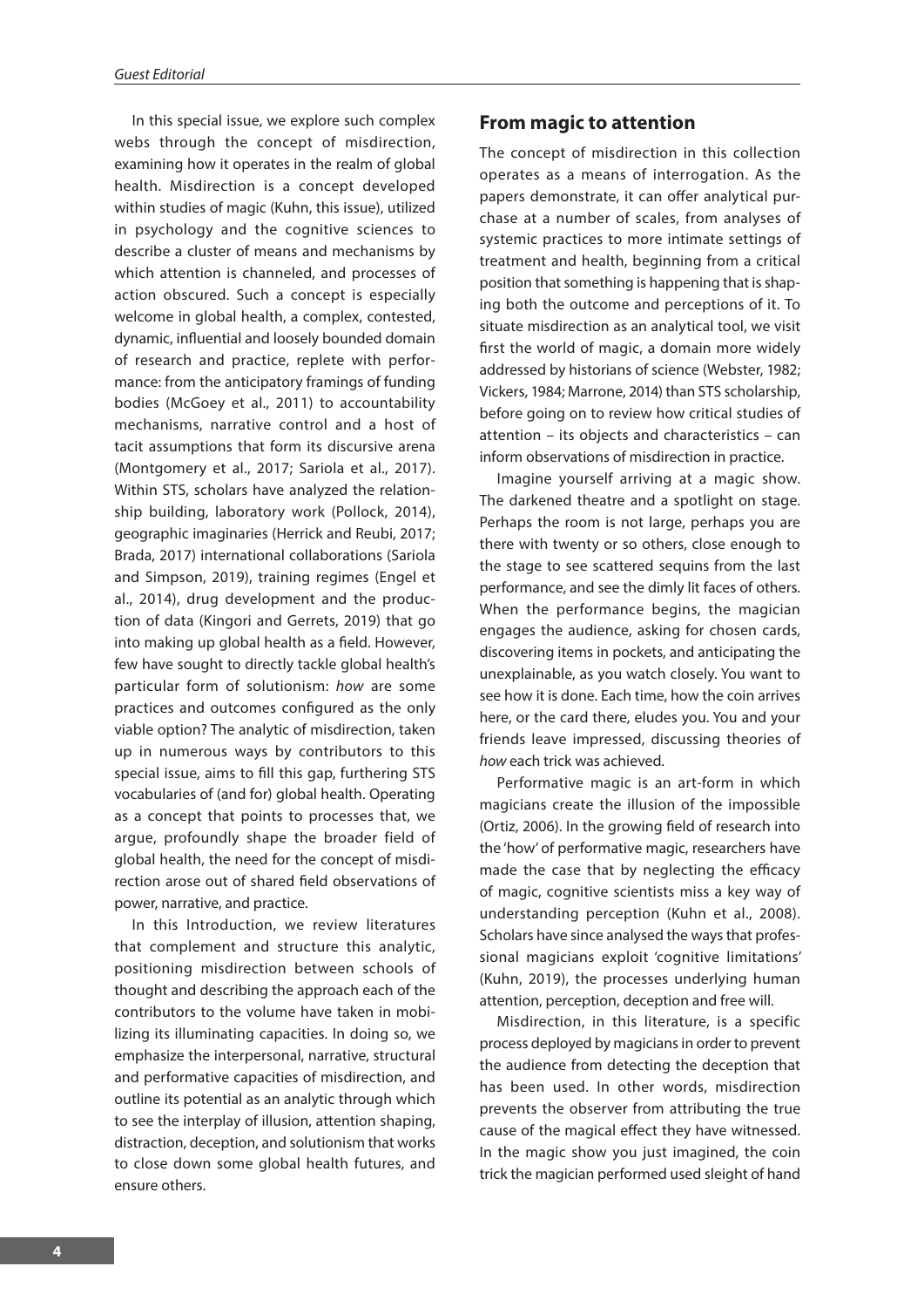In this special issue, we explore such complex webs through the concept of misdirection, examining how it operates in the realm of global health. Misdirection is a concept developed within studies of magic (Kuhn, this issue), utilized in psychology and the cognitive sciences to describe a cluster of means and mechanisms by which attention is channeled, and processes of action obscured. Such a concept is especially welcome in global health, a complex, contested, dynamic, influential and loosely bounded domain of research and practice, replete with performance: from the anticipatory framings of funding bodies (McGoey et al., 2011) to accountability mechanisms, narrative control and a host of tacit assumptions that form its discursive arena (Montgomery et al., 2017; Sariola et al., 2017). Within STS, scholars have analyzed the relationship building, laboratory work (Pollock, 2014), geographic imaginaries (Herrick and Reubi, 2017; Brada, 2017) international collaborations (Sariola and Simpson, 2019), training regimes (Engel et al., 2014), drug development and the production of data (Kingori and Gerrets, 2019) that go into making up global health as a field. However, few have sought to directly tackle global health's particular form of solutionism: *how* are some practices and outcomes configured as the only viable option? The analytic of misdirection, taken up in numerous ways by contributors to this special issue, aims to fill this gap, furthering STS vocabularies of (and for) global health. Operating as a concept that points to processes that, we argue, profoundly shape the broader field of global health, the need for the concept of misdirection arose out of shared field observations of power, narrative, and practice.

In this Introduction, we review literatures that complement and structure this analytic, positioning misdirection between schools of thought and describing the approach each of the contributors to the volume have taken in mobilizing its illuminating capacities. In doing so, we emphasize the interpersonal, narrative, structural and performative capacities of misdirection, and outline its potential as an analytic through which to see the interplay of illusion, attention shaping, distraction, deception, and solutionism that works to close down some global health futures, and ensure others.

## From magic to attention

The concept of misdirection in this collection operates as a means of interrogation. As the papers demonstrate, it can offer analytical purchase at a number of scales, from analyses of systemic practices to more intimate settings of treatment and health, beginning from a critical position that something is happening that is shaping both the outcome and perceptions of it. To situate misdirection as an analytical tool, we visit first the world of magic, a domain more widely addressed by historians of science (Webster, 1982; Vickers, 1984; Marrone, 2014) than STS scholarship, before going on to review how critical studies of attention – its objects and characteristics – can inform observations of misdirection in practice.

Imagine yourself arriving at a magic show. The darkened theatre and a spotlight on stage. Perhaps the room is not large, perhaps you are there with twenty or so others, close enough to the stage to see scattered sequins from the last performance, and see the dimly lit faces of others. When the performance begins, the magician engages the audience, asking for chosen cards, discovering items in pockets, and anticipating the unexplainable, as you watch closely. You want to see how it is done. Each time, how the coin arrives here, or the card there, eludes you. You and your friends leave impressed, discussing theories of *how* each trick was achieved.

Performative magic is an art-form in which magicians create the illusion of the impossible (Ortiz, 2006). In the growing field of research into the 'how' of performative magic, researchers have made the case that by neglecting the efficacy of magic, cognitive scientists miss a key way of understanding perception (Kuhn et al., 2008). Scholars have since analysed the ways that professional magicians exploit 'cognitive limitations' (Kuhn, 2019), the processes underlying human attention, perception, deception and free will.

Misdirection, in this literature, is a specific process deployed by magicians in order to prevent the audience from detecting the deception that has been used. In other words, misdirection prevents the observer from attributing the true cause of the magical effect they have witnessed. In the magic show you just imagined, the coin trick the magician performed used sleight of hand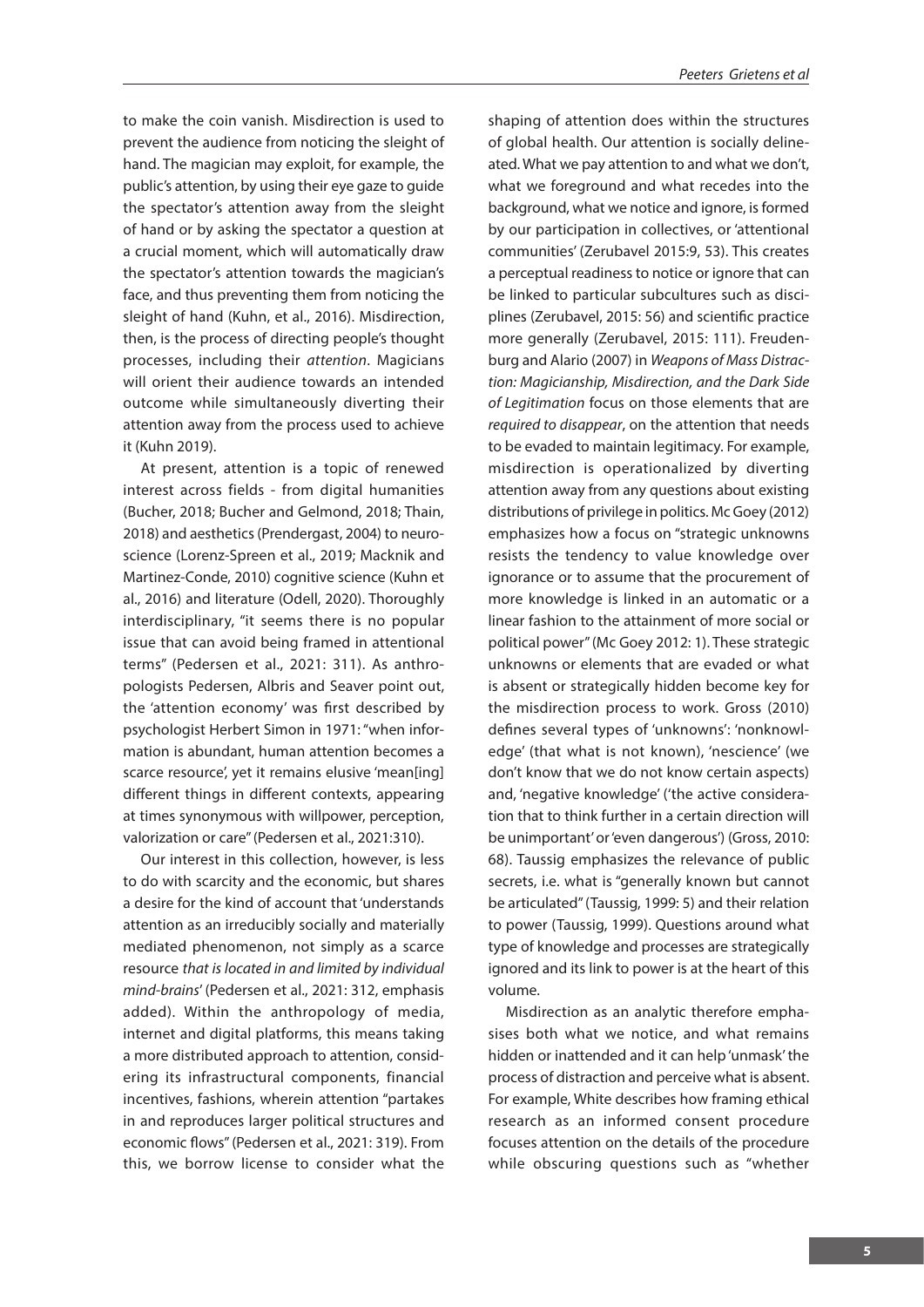to make the coin vanish. Misdirection is used to prevent the audience from noticing the sleight of hand. The magician may exploit, for example, the public's attention, by using their eye gaze to guide the spectator's attention away from the sleight of hand or by asking the spectator a question at a crucial moment, which will automatically draw the spectator's attention towards the magician's face, and thus preventing them from noticing the sleight of hand (Kuhn, et al., 2016). Misdirection, then, is the process of directing people's thought processes, including their *attention*. Magicians will orient their audience towards an intended outcome while simultaneously diverting their attention away from the process used to achieve it (Kuhn 2019).

At present, attention is a topic of renewed interest across fields - from digital humanities (Bucher, 2018; Bucher and Gelmond, 2018; Thain, 2018) and aesthetics (Prendergast, 2004) to neuroscience (Lorenz-Spreen et al., 2019; Macknik and Martinez-Conde, 2010) cognitive science (Kuhn et al., 2016) and literature (Odell, 2020). Thoroughly interdisciplinary, "it seems there is no popular issue that can avoid being framed in attentional terms" (Pedersen et al., 2021: 311). As anthropologists Pedersen, Albris and Seaver point out, the 'attention economy' was first described by psychologist Herbert Simon in 1971: "when information is abundant, human attention becomes a scarce resource', yet it remains elusive 'mean[ing] different things in different contexts, appearing at times synonymous with willpower, perception, valorization or care" (Pedersen et al., 2021:310).

Our interest in this collection, however, is less to do with scarcity and the economic, but shares a desire for the kind of account that 'understands attention as an irreducibly socially and materially mediated phenomenon, not simply as a scarce resource *that is located in and limited by individual mind-brains*' (Pedersen et al., 2021: 312, emphasis added). Within the anthropology of media, internet and digital platforms, this means taking a more distributed approach to attention, considering its infrastructural components, financial incentives, fashions, wherein attention "partakes in and reproduces larger political structures and economic flows" (Pedersen et al., 2021: 319). From this, we borrow license to consider what the shaping of attention does within the structures of global health. Our attention is socially delineated. What we pay attention to and what we don't, what we foreground and what recedes into the background, what we notice and ignore, is formed by our participation in collectives, or 'attentional communities' (Zerubavel 2015:9, 53). This creates a perceptual readiness to notice or ignore that can be linked to particular subcultures such as disciplines (Zerubavel, 2015: 56) and scientific practice more generally (Zerubavel, 2015: 111). Freudenburg and Alario (2007) in *Weapons of Mass Distraction: Magicianship, Misdirection, and the Dark Side of Legitimation* focus on those elements that are *required to disappear*, on the attention that needs to be evaded to maintain legitimacy. For example, misdirection is operationalized by diverting attention away from any questions about existing distributions of privilege in politics. Mc Goey (2012) emphasizes how a focus on "strategic unknowns resists the tendency to value knowledge over ignorance or to assume that the procurement of more knowledge is linked in an automatic or a linear fashion to the attainment of more social or political power" (Mc Goey 2012: 1). These strategic unknowns or elements that are evaded or what is absent or strategically hidden become key for the misdirection process to work. Gross (2010) defines several types of 'unknowns': 'nonknowledge' (that what is not known), 'nescience' (we don't know that we do not know certain aspects) and, 'negative knowledge' ('the active consideration that to think further in a certain direction will be unimportant' or 'even dangerous') (Gross, 2010: 68). Taussig emphasizes the relevance of public secrets, i.e. what is "generally known but cannot be articulated" (Taussig, 1999: 5) and their relation to power (Taussig, 1999). Questions around what type of knowledge and processes are strategically ignored and its link to power is at the heart of this volume.

Misdirection as an analytic therefore emphasises both what we notice, and what remains hidden or inattended and it can help 'unmask' the process of distraction and perceive what is absent. For example, White describes how framing ethical research as an informed consent procedure focuses attention on the details of the procedure while obscuring questions such as "whether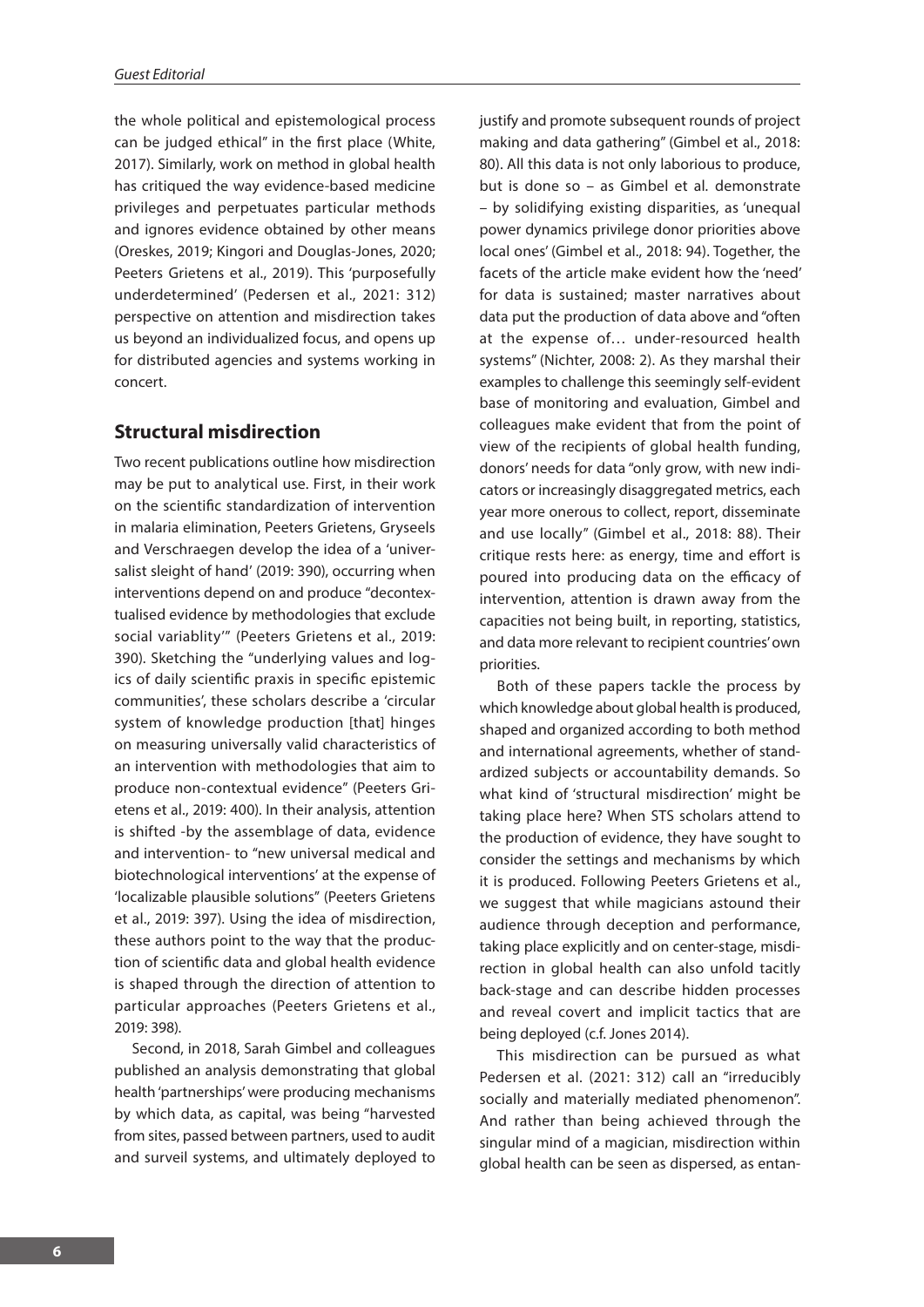the whole political and epistemological process can be judged ethical" in the first place (White, 2017). Similarly, work on method in global health has critiqued the way evidence-based medicine privileges and perpetuates particular methods and ignores evidence obtained by other means (Oreskes, 2019; Kingori and Douglas-Jones, 2020; Peeters Grietens et al., 2019). This 'purposefully underdetermined' (Pedersen et al., 2021: 312) perspective on attention and misdirection takes us beyond an individualized focus, and opens up for distributed agencies and systems working in concert.

## Structural misdirection

Two recent publications outline how misdirection may be put to analytical use. First, in their work on the scientific standardization of intervention in malaria elimination, Peeters Grietens, Gryseels and Verschraegen develop the idea of a 'universalist sleight of hand' (2019: 390), occurring when interventions depend on and produce "decontextualised evidence by methodologies that exclude social variablity'" (Peeters Grietens et al., 2019: 390). Sketching the "underlying values and logics of daily scientific praxis in specific epistemic communities', these scholars describe a 'circular system of knowledge production [that] hinges on measuring universally valid characteristics of an intervention with methodologies that aim to produce non-contextual evidence" (Peeters Grietens et al., 2019: 400). In their analysis, attention is shifted -by the assemblage of data, evidence and intervention- to "new universal medical and biotechnological interventions' at the expense of 'localizable plausible solutions" (Peeters Grietens et al., 2019: 397). Using the idea of misdirection, these authors point to the way that the production of scientific data and global health evidence is shaped through the direction of attention to particular approaches (Peeters Grietens et al., 2019: 398).

Second, in 2018, Sarah Gimbel and colleagues published an analysis demonstrating that global health 'partnerships' were producing mechanisms by which data, as capital, was being "harvested from sites, passed between partners, used to audit and surveil systems, and ultimately deployed to justify and promote subsequent rounds of project making and data gathering" (Gimbel et al., 2018: 80). All this data is not only laborious to produce, but is done so – as Gimbel et al. demonstrate – by solidifying existing disparities, as 'unequal power dynamics privilege donor priorities above local ones' (Gimbel et al., 2018: 94). Together, the facets of the article make evident how the 'need' for data is sustained; master narratives about data put the production of data above and "often at the expense of… under-resourced health systems" (Nichter, 2008: 2). As they marshal their examples to challenge this seemingly self-evident base of monitoring and evaluation, Gimbel and colleagues make evident that from the point of view of the recipients of global health funding, donors' needs for data "only grow, with new indicators or increasingly disaggregated metrics, each year more onerous to collect, report, disseminate and use locally" (Gimbel et al., 2018: 88). Their critique rests here: as energy, time and effort is poured into producing data on the efficacy of intervention, attention is drawn away from the capacities not being built, in reporting, statistics, and data more relevant to recipient countries' own priorities.

Both of these papers tackle the process by which knowledge about global health is produced, shaped and organized according to both method and international agreements, whether of standardized subjects or accountability demands. So what kind of 'structural misdirection' might be taking place here? When STS scholars attend to the production of evidence, they have sought to consider the settings and mechanisms by which it is produced. Following Peeters Grietens et al., we suggest that while magicians astound their audience through deception and performance, taking place explicitly and on center-stage, misdirection in global health can also unfold tacitly back-stage and can describe hidden processes and reveal covert and implicit tactics that are being deployed (c.f. Jones 2014).

This misdirection can be pursued as what Pedersen et al. (2021: 312) call an "irreducibly socially and materially mediated phenomenon". And rather than being achieved through the singular mind of a magician, misdirection within global health can be seen as dispersed, as entan-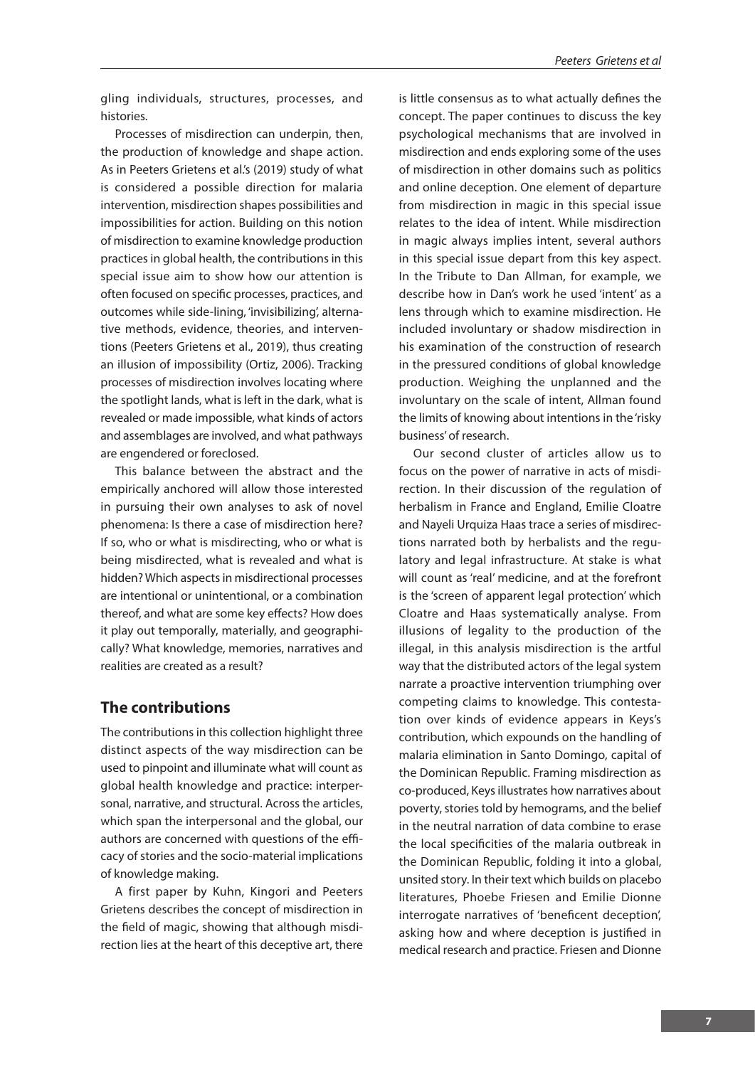gling individuals, structures, processes, and histories.

Processes of misdirection can underpin, then, the production of knowledge and shape action. As in Peeters Grietens et al.'s (2019) study of what is considered a possible direction for malaria intervention, misdirection shapes possibilities and impossibilities for action. Building on this notion of misdirection to examine knowledge production practices in global health, the contributions in this special issue aim to show how our attention is often focused on specific processes, practices, and outcomes while side-lining, 'invisibilizing', alternative methods, evidence, theories, and interventions (Peeters Grietens et al., 2019), thus creating an illusion of impossibility (Ortiz, 2006). Tracking processes of misdirection involves locating where the spotlight lands, what is left in the dark, what is revealed or made impossible, what kinds of actors and assemblages are involved, and what pathways are engendered or foreclosed.

This balance between the abstract and the empirically anchored will allow those interested in pursuing their own analyses to ask of novel phenomena: Is there a case of misdirection here? If so, who or what is misdirecting, who or what is being misdirected, what is revealed and what is hidden? Which aspects in misdirectional processes are intentional or unintentional, or a combination thereof, and what are some key effects? How does it play out temporally, materially, and geographically? What knowledge, memories, narratives and realities are created as a result?

## The contributions

The contributions in this collection highlight three distinct aspects of the way misdirection can be used to pinpoint and illuminate what will count as global health knowledge and practice: interpersonal, narrative, and structural. Across the articles, which span the interpersonal and the global, our authors are concerned with questions of the efficacy of stories and the socio-material implications of knowledge making.

A first paper by Kuhn, Kingori and Peeters Grietens describes the concept of misdirection in the field of magic, showing that although misdirection lies at the heart of this deceptive art, there is little consensus as to what actually defines the concept. The paper continues to discuss the key psychological mechanisms that are involved in misdirection and ends exploring some of the uses of misdirection in other domains such as politics and online deception. One element of departure from misdirection in magic in this special issue relates to the idea of intent. While misdirection in magic always implies intent, several authors in this special issue depart from this key aspect. In the Tribute to Dan Allman, for example, we describe how in Dan's work he used 'intent' as a lens through which to examine misdirection. He included involuntary or shadow misdirection in his examination of the construction of research in the pressured conditions of global knowledge production. Weighing the unplanned and the involuntary on the scale of intent, Allman found the limits of knowing about intentions in the 'risky business' of research.

Our second cluster of articles allow us to focus on the power of narrative in acts of misdirection. In their discussion of the regulation of herbalism in France and England, Emilie Cloatre and Nayeli Urquiza Haas trace a series of misdirections narrated both by herbalists and the regulatory and legal infrastructure. At stake is what will count as 'real' medicine, and at the forefront is the 'screen of apparent legal protection' which Cloatre and Haas systematically analyse. From illusions of legality to the production of the illegal, in this analysis misdirection is the artful way that the distributed actors of the legal system narrate a proactive intervention triumphing over competing claims to knowledge. This contestation over kinds of evidence appears in Keys's contribution, which expounds on the handling of malaria elimination in Santo Domingo, capital of the Dominican Republic. Framing misdirection as co-produced, Keys illustrates how narratives about poverty, stories told by hemograms, and the belief in the neutral narration of data combine to erase the local specificities of the malaria outbreak in the Dominican Republic, folding it into a global, unsited story. In their text which builds on placebo literatures, Phoebe Friesen and Emilie Dionne interrogate narratives of 'beneficent deception', asking how and where deception is justified in medical research and practice. Friesen and Dionne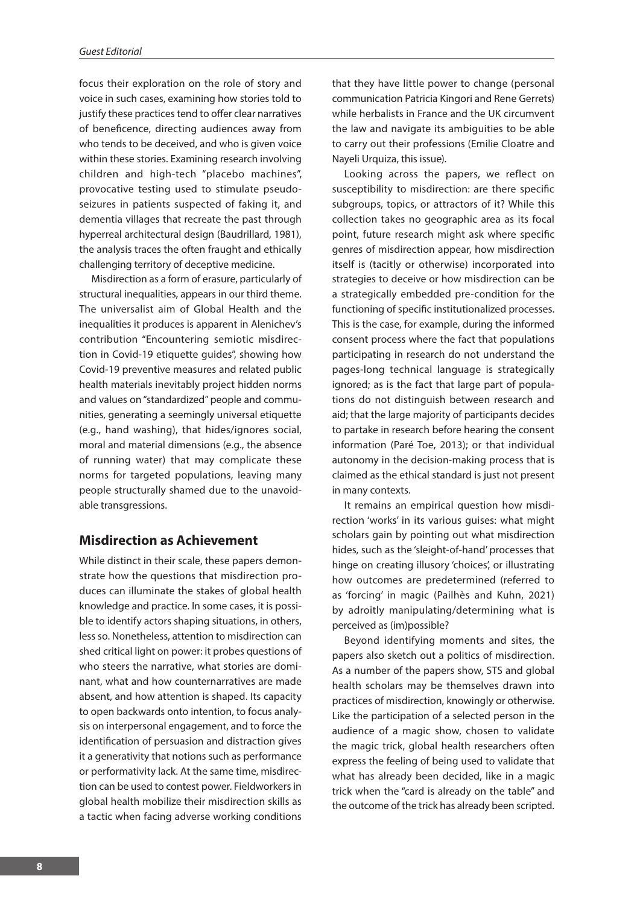focus their exploration on the role of story and voice in such cases, examining how stories told to justify these practices tend to offer clear narratives of beneficence, directing audiences away from who tends to be deceived, and who is given voice within these stories. Examining research involving children and high-tech "placebo machines", provocative testing used to stimulate pseudo-seizures in patients suspected of faking it, and dementia villages that recreate the past through hyperreal architectural design (Baudrillard, 1981), the analysis traces the often fraught and ethically challenging territory of deceptive medicine.

Misdirection as a form of erasure, particularly of structural inequalities, appears in our third theme. The universalist aim of Global Health and the inequalities it produces is apparent in Alenichev's contribution "Encountering semiotic misdirection in Covid-19 etiquette guides", showing how Covid-19 preventive measures and related public health materials inevitably project hidden norms and values on "standardized" people and communities, generating a seemingly universal etiquette (e.g., hand washing), that hides/ignores social, moral and material dimensions (e.g., the absence of running water) that may complicate these norms for targeted populations, leaving many people structurally shamed due to the unavoidable transgressions.

## Misdirection as Achievement

While distinct in their scale, these papers demonstrate how the questions that misdirection produces can illuminate the stakes of global health knowledge and practice. In some cases, it is possible to identify actors shaping situations, in others, less so. Nonetheless, attention to misdirection can shed critical light on power: it probes questions of who steers the narrative, what stories are dominant, what and how counternarratives are made absent, and how attention is shaped. Its capacity to open backwards onto intention, to focus analysis on interpersonal engagement, and to force the identification of persuasion and distraction gives it a generativity that notions such as performance or performativity lack. At the same time, misdirection can be used to contest power. Fieldworkers in global health mobilize their misdirection skills as a tactic when facing adverse working conditions that they have little power to change (personal communication Patricia Kingori and Rene Gerrets) while herbalists in France and the UK circumvent the law and navigate its ambiguities to be able to carry out their professions (Emilie Cloatre and Nayeli Urquiza, this issue).

Looking across the papers, we reflect on susceptibility to misdirection: are there specific subgroups, topics, or attractors of it? While this collection takes no geographic area as its focal point, future research might ask where specific genres of misdirection appear, how misdirection itself is (tacitly or otherwise) incorporated into strategies to deceive or how misdirection can be a strategically embedded pre-condition for the functioning of specific institutionalized processes. This is the case, for example, during the informed consent process where the fact that populations participating in research do not understand the pages-long technical language is strategically ignored; as is the fact that large part of populations do not distinguish between research and aid; that the large majority of participants decides to partake in research before hearing the consent information (Paré Toe, 2013); or that individual autonomy in the decision-making process that is claimed as the ethical standard is just not present in many contexts.

It remains an empirical question how misdirection 'works' in its various guises: what might scholars gain by pointing out what misdirection hides, such as the 'sleight-of-hand' processes that hinge on creating illusory 'choices', or illustrating how outcomes are predetermined (referred to as 'forcing' in magic (Pailhès and Kuhn, 2021) by adroitly manipulating/determining what is perceived as (im)possible?

Beyond identifying moments and sites, the papers also sketch out a politics of misdirection. As a number of the papers show, STS and global health scholars may be themselves drawn into practices of misdirection, knowingly or otherwise. Like the participation of a selected person in the audience of a magic show, chosen to validate the magic trick, global health researchers often express the feeling of being used to validate that what has already been decided, like in a magic trick when the "card is already on the table" and the outcome of the trick has already been scripted.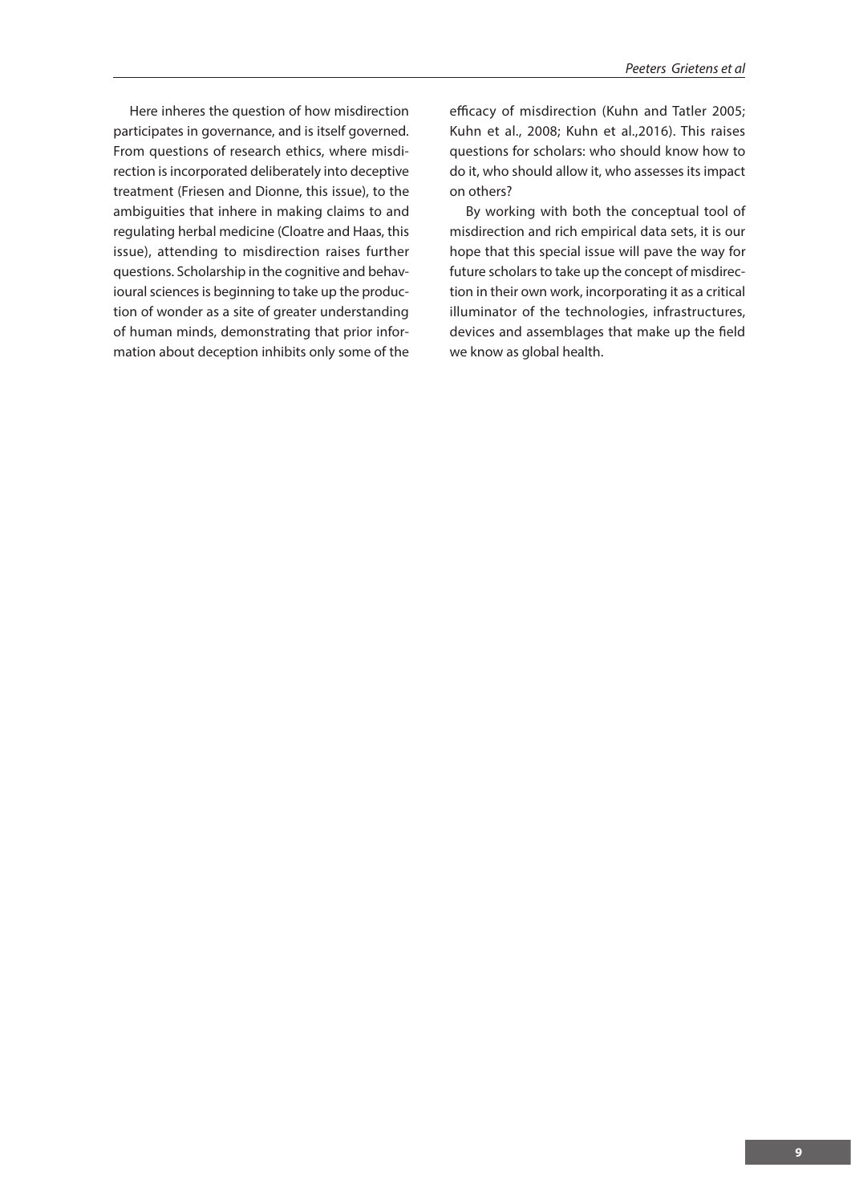Here inheres the question of how misdirection participates in governance, and is itself governed. From questions of research ethics, where misdirection is incorporated deliberately into deceptive treatment (Friesen and Dionne, this issue), to the ambiguities that inhere in making claims to and regulating herbal medicine (Cloatre and Haas, this issue), attending to misdirection raises further questions. Scholarship in the cognitive and behavioural sciences is beginning to take up the production of wonder as a site of greater understanding of human minds, demonstrating that prior information about deception inhibits only some of the efficacy of misdirection (Kuhn and Tatler 2005; Kuhn et al., 2008; Kuhn et al.,2016). This raises questions for scholars: who should know how to do it, who should allow it, who assesses its impact on others?

By working with both the conceptual tool of misdirection and rich empirical data sets, it is our hope that this special issue will pave the way for future scholars to take up the concept of misdirection in their own work, incorporating it as a critical illuminator of the technologies, infrastructures, devices and assemblages that make up the field we know as global health.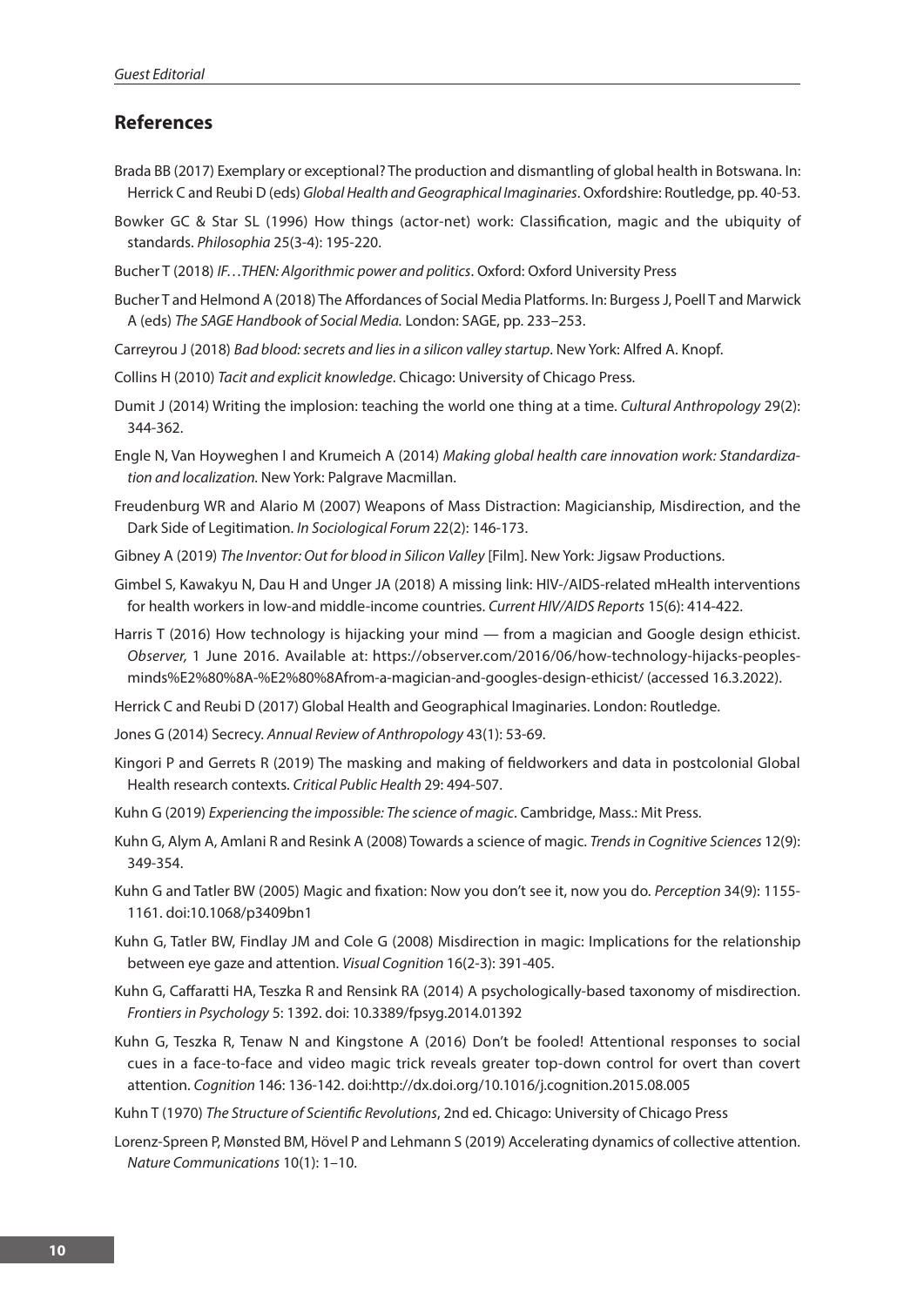## References

Brada BB (2017) Exemplary or exceptional? The production and dismantling of global health in Botswana. In: Herrick C and Reubi D (eds) *Global Health and Geographical Imaginaries*. Oxfordshire: Routledge, pp. 40-53.

Bowker GC & Star SL (1996) How things (actor-net) work: Classification, magic and the ubiquity of standards. *Philosophia* 25(3-4): 195-220.

Bucher T (2018) *IF…THEN: Algorithmic power and politics*. Oxford: Oxford University Press

Bucher T and Helmond A (2018) The Affordances of Social Media Platforms. In: Burgess J, Poell T and Marwick A (eds) *The SAGE Handbook of Social Media.* London: SAGE, pp. 233–253.

Carreyrou J (2018) *Bad blood: secrets and lies in a silicon valley startup*. New York: Alfred A. Knopf.

Collins H (2010) *Tacit and explicit knowledge*. Chicago: University of Chicago Press.

Dumit J (2014) Writing the implosion: teaching the world one thing at a time. *Cultural Anthropology* 29(2): 344-362.

Engle N, Van Hoyweghen I and Krumeich A (2014) *Making global health care innovation work: Standardization and localization.* New York: Palgrave Macmillan.

Freudenburg WR and Alario M (2007) Weapons of Mass Distraction: Magicianship, Misdirection, and the Dark Side of Legitimation. *In Sociological Forum* 22(2): 146-173.

Gibney A (2019) *The Inventor: Out for blood in Silicon Valley* [Film]. New York: Jigsaw Productions.

Gimbel S, Kawakyu N, Dau H and Unger JA (2018) A missing link: HIV-/AIDS-related mHealth interventions for health workers in low-and middle-income countries. *Current HIV/AIDS Reports* 15(6): 414-422.

Harris T (2016) How technology is hijacking your mind — from a magician and Google design ethicist. *Observer,* 1 June 2016. Available at: https://observer.com/2016/06/how-technology-hijacks-peoples-minds%E2%80%8A-%E2%80%8Afrom-a-magician-and-googles-design-ethicist/ (accessed 16.3.2022).

Herrick C and Reubi D (2017) Global Health and Geographical Imaginaries. London: Routledge.

Jones G (2014) Secrecy. *Annual Review of Anthropology* 43(1): 53-69.

Kingori P and Gerrets R (2019) The masking and making of fieldworkers and data in postcolonial Global Health research contexts. *Critical Public Health* 29: 494-507.

Kuhn G (2019) *Experiencing the impossible: The science of magic*. Cambridge, Mass.: Mit Press.

Kuhn G, Alym A, Amlani R and Resink A (2008) Towards a science of magic. *Trends in Cognitive Sciences* 12(9): 349-354.

Kuhn G and Tatler BW (2005) Magic and fixation: Now you don't see it, now you do. *Perception* 34(9): 1155-1161. doi:10.1068/p3409bn1

Kuhn G, Tatler BW, Findlay JM and Cole G (2008) Misdirection in magic: Implications for the relationship between eye gaze and attention. *Visual Cognition* 16(2-3): 391-405.

Kuhn G, Caffaratti HA, Teszka R and Rensink RA (2014) A psychologically-based taxonomy of misdirection. *Frontiers in Psychology* 5: 1392. doi: 10.3389/fpsyg.2014.01392

Kuhn G, Teszka R, Tenaw N and Kingstone A (2016) Don't be fooled! Attentional responses to social cues in a face-to-face and video magic trick reveals greater top-down control for overt than covert attention. *Cognition* 146: 136-142. doi:http://dx.doi.org/10.1016/j.cognition.2015.08.005

Kuhn T (1970) *The Structure of Scientific Revolutions*, 2nd ed. Chicago: University of Chicago Press

Lorenz-Spreen P, Mønsted BM, Hövel P and Lehmann S (2019) Accelerating dynamics of collective attention. *Nature Communications* 10(1): 1–10.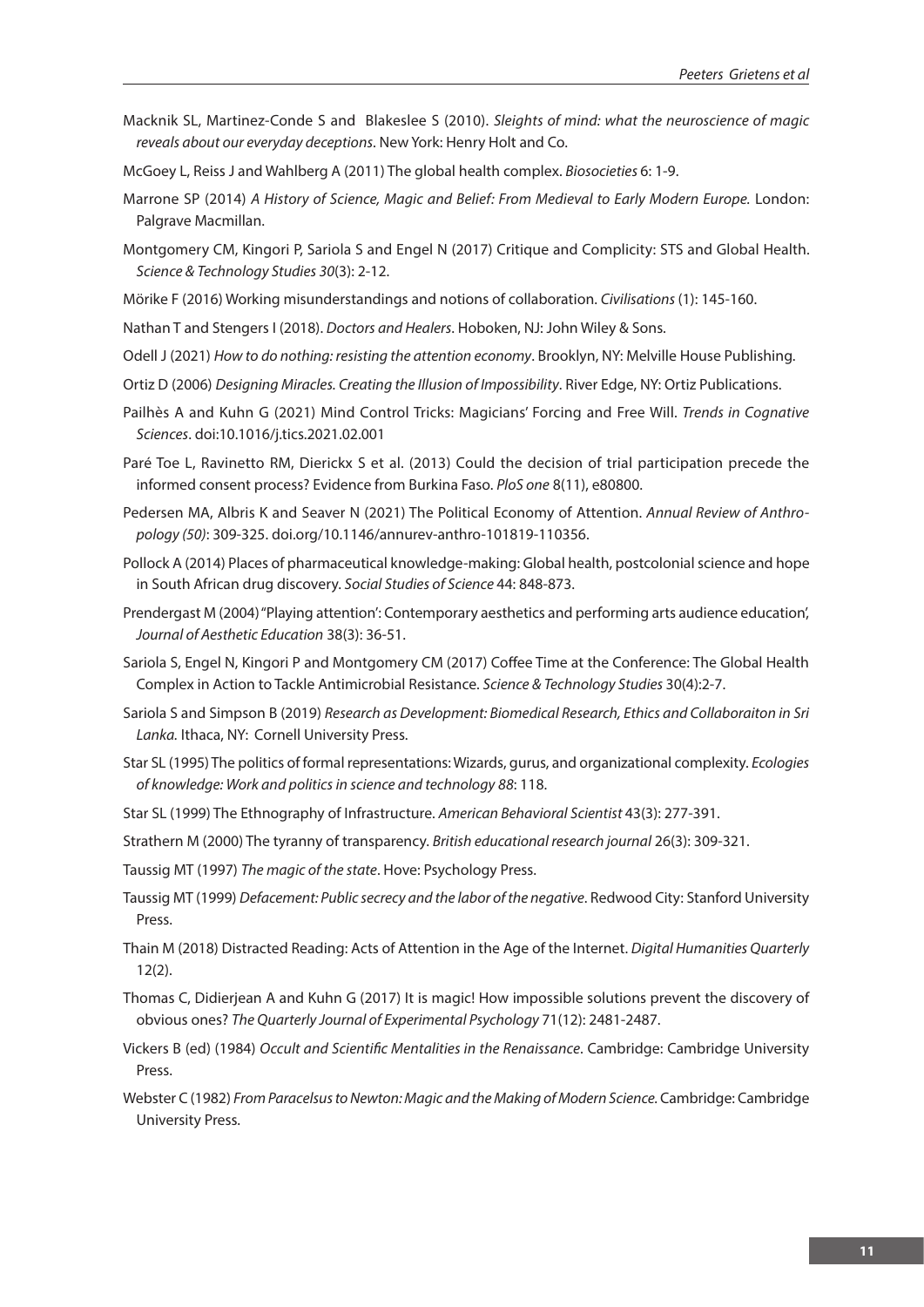Macknik SL, Martinez-Conde S and Blakeslee S (2010). *Sleights of mind: what the neuroscience of magic reveals about our everyday deceptions*. New York: Henry Holt and Co.

McGoey L, Reiss J and Wahlberg A (2011) The global health complex. *Biosocieties* 6: 1-9.

Marrone SP (2014) *A History of Science, Magic and Belief: From Medieval to Early Modern Europe.* London: Palgrave Macmillan.

Montgomery CM, Kingori P, Sariola S and Engel N (2017) Critique and Complicity: STS and Global Health. *Science & Technology Studies 30*(3): 2-12.

Mörike F (2016) Working misunderstandings and notions of collaboration. *Civilisations* (1): 145-160.

Nathan T and Stengers I (2018). *Doctors and Healers*. Hoboken, NJ: John Wiley & Sons.

Odell J (2021) *How to do nothing: resisting the attention economy*. Brooklyn, NY: Melville House Publishing.

Ortiz D (2006) *Designing Miracles. Creating the Illusion of Impossibility*. River Edge, NY: Ortiz Publications.

Pailhès A and Kuhn G (2021) Mind Control Tricks: Magicians' Forcing and Free Will. *Trends in Cognative Sciences*. doi:10.1016/j.tics.2021.02.001

Paré Toe L, Ravinetto RM, Dierickx S et al. (2013) Could the decision of trial participation precede the informed consent process? Evidence from Burkina Faso. *PloS one* 8(11), e80800.

Pedersen MA, Albris K and Seaver N (2021) The Political Economy of Attention. *Annual Review of Anthropology (50)*: 309-325. doi.org/10.1146/annurev-anthro-101819-110356.

Pollock A (2014) Places of pharmaceutical knowledge-making: Global health, postcolonial science and hope in South African drug discovery. *Social Studies of Science* 44: 848-873.

Prendergast M (2004) "Playing attention': Contemporary aesthetics and performing arts audience education', *Journal of Aesthetic Education* 38(3): 36-51.

Sariola S, Engel N, Kingori P and Montgomery CM (2017) Coffee Time at the Conference: The Global Health Complex in Action to Tackle Antimicrobial Resistance. *Science & Technology Studies* 30(4):2-7.

Sariola S and Simpson B (2019) *Research as Development: Biomedical Research, Ethics and Collaboraiton in Sri Lanka.* Ithaca, NY: Cornell University Press.

Star SL (1995) The politics of formal representations: Wizards, gurus, and organizational complexity. *Ecologies of knowledge: Work and politics in science and technology 88*: 118.

Star SL (1999) The Ethnography of Infrastructure. *American Behavioral Scientist* 43(3): 277-391.

Strathern M (2000) The tyranny of transparency. *British educational research journal* 26(3): 309-321.

Taussig MT (1997) *The magic of the state*. Hove: Psychology Press.

Taussig MT (1999) *Defacement: Public secrecy and the labor of the negative*. Redwood City: Stanford University Press.

Thain M (2018) Distracted Reading: Acts of Attention in the Age of the Internet. *Digital Humanities Quarterly* 12(2).

Thomas C, Didierjean A and Kuhn G (2017) It is magic! How impossible solutions prevent the discovery of obvious ones? *The Quarterly Journal of Experimental Psychology* 71(12): 2481-2487.

Vickers B (ed) (1984) *Occult and Scientific Mentalities in the Renaissance*. Cambridge: Cambridge University Press.

Webster C (1982) *From Paracelsus to Newton: Magic and the Making of Modern Science.* Cambridge: Cambridge University Press.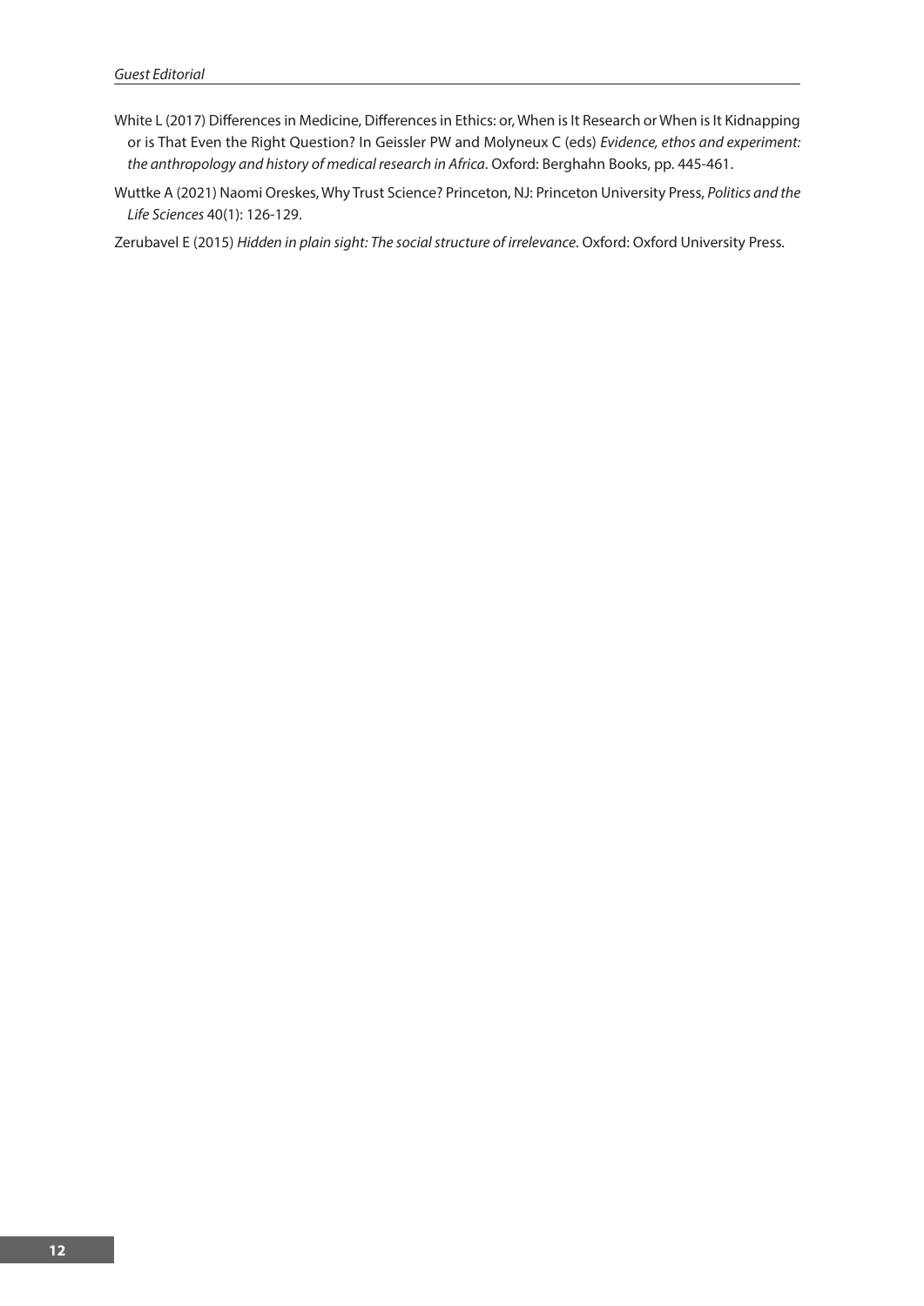White L (2017) Differences in Medicine, Differences in Ethics: or, When is It Research or When is It Kidnapping or is That Even the Right Question? In Geissler PW and Molyneux C (eds) *Evidence, ethos and experiment: the anthropology and history of medical research in Africa*. Oxford: Berghahn Books, pp. 445-461.

Wuttke A (2021) Naomi Oreskes, Why Trust Science? Princeton, NJ: Princeton University Press, *Politics and the Life Sciences* 40(1): 126-129.

Zerubavel E (2015) *Hidden in plain sight: The social structure of irrelevance*. Oxford: Oxford University Press.